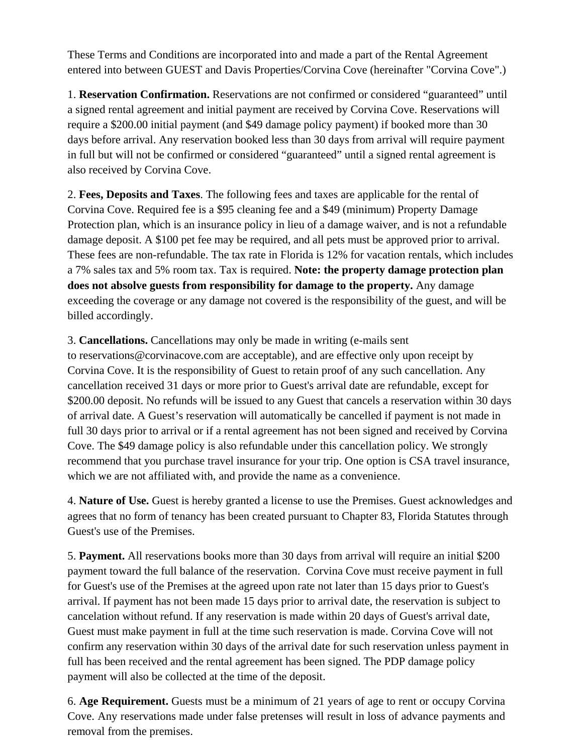These Terms and Conditions are incorporated into and made a part of the Rental Agreement entered into between GUEST and Davis Properties/Corvina Cove (hereinafter "Corvina Cove".)

1. **Reservation Confirmation.** Reservations are not confirmed or considered "guaranteed" until a signed rental agreement and initial payment are received by Corvina Cove. Reservations will require a $200.00 initial payment (and $49 damage policy payment) if booked more than 30 days before arrival. Any reservation booked less than 30 days from arrival will require payment in full but will not be confirmed or considered "guaranteed" until a signed rental agreement is also received by Corvina Cove.

2. **Fees, Deposits and Taxes**. The following fees and taxes are applicable for the rental of Corvina Cove. Required fee is a $95 cleaning fee and a $49 (minimum) Property Damage Protection plan, which is an insurance policy in lieu of a damage waiver, and is not a refundable damage deposit. A $100 pet fee may be required, and all pets must be approved prior to arrival. These fees are non-refundable. The tax rate in Florida is 12% for vacation rentals, which includes a 7% sales tax and 5% room tax. Tax is required. **Note: the property damage protection plan does not absolve guests from responsibility for damage to the property.** Any damage exceeding the coverage or any damage not covered is the responsibility of the guest, and will be billed accordingly.

3. **Cancellations.** Cancellations may only be made in writing (e-mails sent to reservations@corvinacove.com are acceptable), and are effective only upon receipt by Corvina Cove. It is the responsibility of Guest to retain proof of any such cancellation. Any cancellation received 31 days or more prior to Guest's arrival date are refundable, except for $200.00 deposit. No refunds will be issued to any Guest that cancels a reservation within 30 days of arrival date. A Guest's reservation will automatically be cancelled if payment is not made in full 30 days prior to arrival or if a rental agreement has not been signed and received by Corvina Cove. The $49 damage policy is also refundable under this cancellation policy. We strongly recommend that you purchase travel insurance for your trip. One option is CSA travel insurance, which we are not affiliated with, and provide the name as a convenience.

4. **Nature of Use.** Guest is hereby granted a license to use the Premises. Guest acknowledges and agrees that no form of tenancy has been created pursuant to Chapter 83, Florida Statutes through Guest's use of the Premises.

5. **Payment.** All reservations books more than 30 days from arrival will require an initial $200 payment toward the full balance of the reservation. Corvina Cove must receive payment in full for Guest's use of the Premises at the agreed upon rate not later than 15 days prior to Guest's arrival. If payment has not been made 15 days prior to arrival date, the reservation is subject to cancelation without refund. If any reservation is made within 20 days of Guest's arrival date, Guest must make payment in full at the time such reservation is made. Corvina Cove will not confirm any reservation within 30 days of the arrival date for such reservation unless payment in full has been received and the rental agreement has been signed. The PDP damage policy payment will also be collected at the time of the deposit.

6. **Age Requirement.** Guests must be a minimum of 21 years of age to rent or occupy Corvina Cove. Any reservations made under false pretenses will result in loss of advance payments and removal from the premises.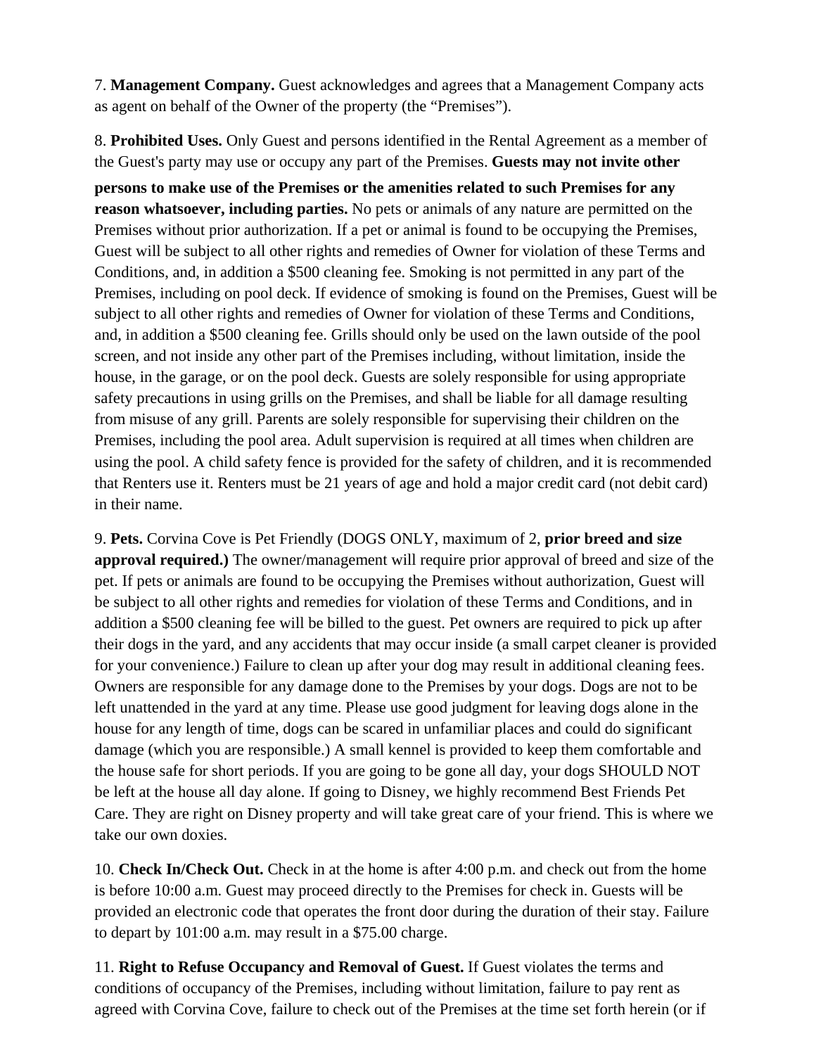7. **Management Company.** Guest acknowledges and agrees that a Management Company acts as agent on behalf of the Owner of the property (the "Premises").

8. **Prohibited Uses.** Only Guest and persons identified in the Rental Agreement as a member of the Guest's party may use or occupy any part of the Premises. **Guests may not invite other persons to make use of the Premises or the amenities related to such Premises for any reason whatsoever, including parties.** No pets or animals of any nature are permitted on the Premises without prior authorization. If a pet or animal is found to be occupying the Premises, Guest will be subject to all other rights and remedies of Owner for violation of these Terms and Conditions, and, in addition a $500 cleaning fee. Smoking is not permitted in any part of the Premises, including on pool deck. If evidence of smoking is found on the Premises, Guest will be subject to all other rights and remedies of Owner for violation of these Terms and Conditions, and, in addition a $500 cleaning fee. Grills should only be used on the lawn outside of the pool screen, and not inside any other part of the Premises including, without limitation, inside the house, in the garage, or on the pool deck. Guests are solely responsible for using appropriate safety precautions in using grills on the Premises, and shall be liable for all damage resulting from misuse of any grill. Parents are solely responsible for supervising their children on the Premises, including the pool area. Adult supervision is required at all times when children are using the pool. A child safety fence is provided for the safety of children, and it is recommended that Renters use it. Renters must be 21 years of age and hold a major credit card (not debit card) in their name.

9. **Pets.** Corvina Cove is Pet Friendly (DOGS ONLY, maximum of 2, **prior breed and size approval required.)** The owner/management will require prior approval of breed and size of the pet. If pets or animals are found to be occupying the Premises without authorization, Guest will be subject to all other rights and remedies for violation of these Terms and Conditions, and in addition a $500 cleaning fee will be billed to the guest. Pet owners are required to pick up after their dogs in the yard, and any accidents that may occur inside (a small carpet cleaner is provided for your convenience.) Failure to clean up after your dog may result in additional cleaning fees. Owners are responsible for any damage done to the Premises by your dogs. Dogs are not to be left unattended in the yard at any time. Please use good judgment for leaving dogs alone in the house for any length of time, dogs can be scared in unfamiliar places and could do significant damage (which you are responsible.) A small kennel is provided to keep them comfortable and the house safe for short periods. If you are going to be gone all day, your dogs SHOULD NOT be left at the house all day alone. If going to Disney, we highly recommend Best Friends Pet Care. They are right on Disney property and will take great care of your friend. This is where we take our own doxies.

10. **Check In/Check Out.** Check in at the home is after 4:00 p.m. and check out from the home is before 10:00 a.m. Guest may proceed directly to the Premises for check in. Guests will be provided an electronic code that operates the front door during the duration of their stay. Failure to depart by 101:00 a.m. may result in a $75.00 charge.

11. **Right to Refuse Occupancy and Removal of Guest.** If Guest violates the terms and conditions of occupancy of the Premises, including without limitation, failure to pay rent as agreed with Corvina Cove, failure to check out of the Premises at the time set forth herein (or if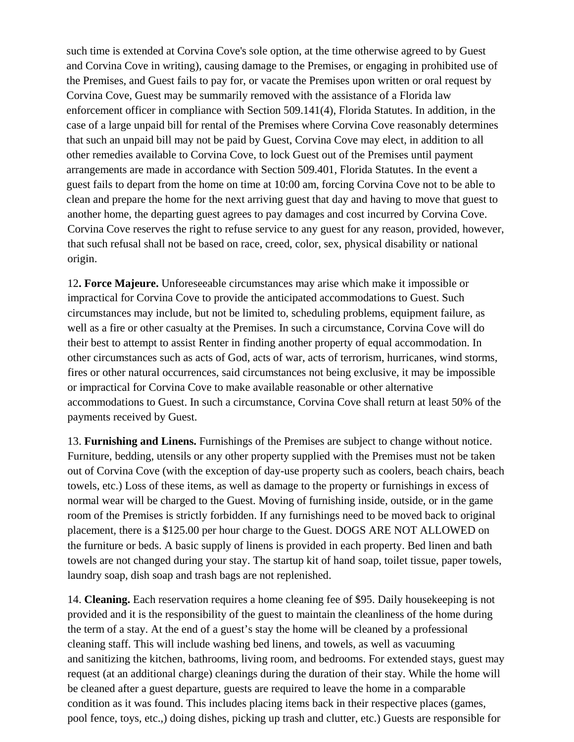such time is extended at Corvina Cove's sole option, at the time otherwise agreed to by Guest and Corvina Cove in writing), causing damage to the Premises, or engaging in prohibited use of the Premises, and Guest fails to pay for, or vacate the Premises upon written or oral request by Corvina Cove, Guest may be summarily removed with the assistance of a Florida law enforcement officer in compliance with Section 509.141(4), Florida Statutes. In addition, in the case of a large unpaid bill for rental of the Premises where Corvina Cove reasonably determines that such an unpaid bill may not be paid by Guest, Corvina Cove may elect, in addition to all other remedies available to Corvina Cove, to lock Guest out of the Premises until payment arrangements are made in accordance with Section 509.401, Florida Statutes. In the event a guest fails to depart from the home on time at 10:00 am, forcing Corvina Cove not to be able to clean and prepare the home for the next arriving guest that day and having to move that guest to another home, the departing guest agrees to pay damages and cost incurred by Corvina Cove. Corvina Cove reserves the right to refuse service to any guest for any reason, provided, however, that such refusal shall not be based on race, creed, color, sex, physical disability or national origin.

12**. Force Majeure.** Unforeseeable circumstances may arise which make it impossible or impractical for Corvina Cove to provide the anticipated accommodations to Guest. Such circumstances may include, but not be limited to, scheduling problems, equipment failure, as well as a fire or other casualty at the Premises. In such a circumstance, Corvina Cove will do their best to attempt to assist Renter in finding another property of equal accommodation. In other circumstances such as acts of God, acts of war, acts of terrorism, hurricanes, wind storms, fires or other natural occurrences, said circumstances not being exclusive, it may be impossible or impractical for Corvina Cove to make available reasonable or other alternative accommodations to Guest. In such a circumstance, Corvina Cove shall return at least 50% of the payments received by Guest.

13. **Furnishing and Linens.** Furnishings of the Premises are subject to change without notice. Furniture, bedding, utensils or any other property supplied with the Premises must not be taken out of Corvina Cove (with the exception of day-use property such as coolers, beach chairs, beach towels, etc.) Loss of these items, as well as damage to the property or furnishings in excess of normal wear will be charged to the Guest. Moving of furnishing inside, outside, or in the game room of the Premises is strictly forbidden. If any furnishings need to be moved back to original placement, there is a $125.00 per hour charge to the Guest. DOGS ARE NOT ALLOWED on the furniture or beds. A basic supply of linens is provided in each property. Bed linen and bath towels are not changed during your stay. The startup kit of hand soap, toilet tissue, paper towels, laundry soap, dish soap and trash bags are not replenished.

14. **Cleaning.** Each reservation requires a home cleaning fee of $95. Daily housekeeping is not provided and it is the responsibility of the guest to maintain the cleanliness of the home during the term of a stay. At the end of a guest's stay the home will be cleaned by a professional cleaning staff. This will include washing bed linens, and towels, as well as vacuuming and sanitizing the kitchen, bathrooms, living room, and bedrooms. For extended stays, guest may request (at an additional charge) cleanings during the duration of their stay. While the home will be cleaned after a guest departure, guests are required to leave the home in a comparable condition as it was found. This includes placing items back in their respective places (games, pool fence, toys, etc.,) doing dishes, picking up trash and clutter, etc.) Guests are responsible for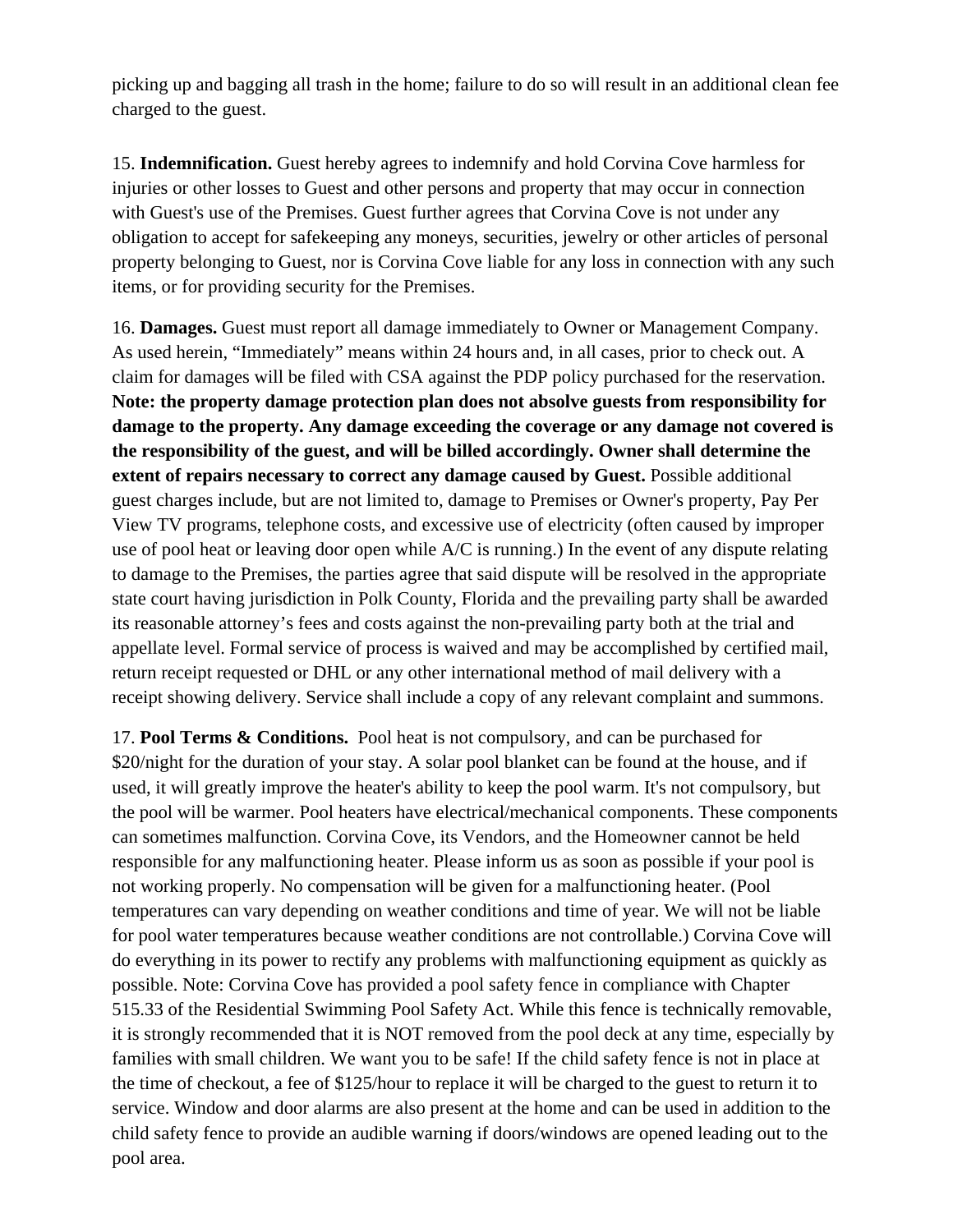picking up and bagging all trash in the home; failure to do so will result in an additional clean fee charged to the guest.

15. **Indemnification.** Guest hereby agrees to indemnify and hold Corvina Cove harmless for injuries or other losses to Guest and other persons and property that may occur in connection with Guest's use of the Premises. Guest further agrees that Corvina Cove is not under any obligation to accept for safekeeping any moneys, securities, jewelry or other articles of personal property belonging to Guest, nor is Corvina Cove liable for any loss in connection with any such items, or for providing security for the Premises.

16. **Damages.** Guest must report all damage immediately to Owner or Management Company. As used herein, "Immediately" means within 24 hours and, in all cases, prior to check out. A claim for damages will be filed with CSA against the PDP policy purchased for the reservation. **Note: the property damage protection plan does not absolve guests from responsibility for damage to the property. Any damage exceeding the coverage or any damage not covered is the responsibility of the guest, and will be billed accordingly. Owner shall determine the extent of repairs necessary to correct any damage caused by Guest.** Possible additional guest charges include, but are not limited to, damage to Premises or Owner's property, Pay Per View TV programs, telephone costs, and excessive use of electricity (often caused by improper use of pool heat or leaving door open while A/C is running.) In the event of any dispute relating to damage to the Premises, the parties agree that said dispute will be resolved in the appropriate state court having jurisdiction in Polk County, Florida and the prevailing party shall be awarded its reasonable attorney's fees and costs against the non-prevailing party both at the trial and appellate level. Formal service of process is waived and may be accomplished by certified mail, return receipt requested or DHL or any other international method of mail delivery with a receipt showing delivery. Service shall include a copy of any relevant complaint and summons.

17. **Pool Terms & Conditions.** Pool heat is not compulsory, and can be purchased for $20/night for the duration of your stay. A solar pool blanket can be found at the house, and if used, it will greatly improve the heater's ability to keep the pool warm. It's not compulsory, but the pool will be warmer. Pool heaters have electrical/mechanical components. These components can sometimes malfunction. Corvina Cove, its Vendors, and the Homeowner cannot be held responsible for any malfunctioning heater. Please inform us as soon as possible if your pool is not working properly. No compensation will be given for a malfunctioning heater. (Pool temperatures can vary depending on weather conditions and time of year. We will not be liable for pool water temperatures because weather conditions are not controllable.) Corvina Cove will do everything in its power to rectify any problems with malfunctioning equipment as quickly as possible. Note: Corvina Cove has provided a pool safety fence in compliance with Chapter 515.33 of the Residential Swimming Pool Safety Act. While this fence is technically removable, it is strongly recommended that it is NOT removed from the pool deck at any time, especially by families with small children. We want you to be safe! If the child safety fence is not in place at the time of checkout, a fee of $125/hour to replace it will be charged to the guest to return it to service. Window and door alarms are also present at the home and can be used in addition to the child safety fence to provide an audible warning if doors/windows are opened leading out to the pool area.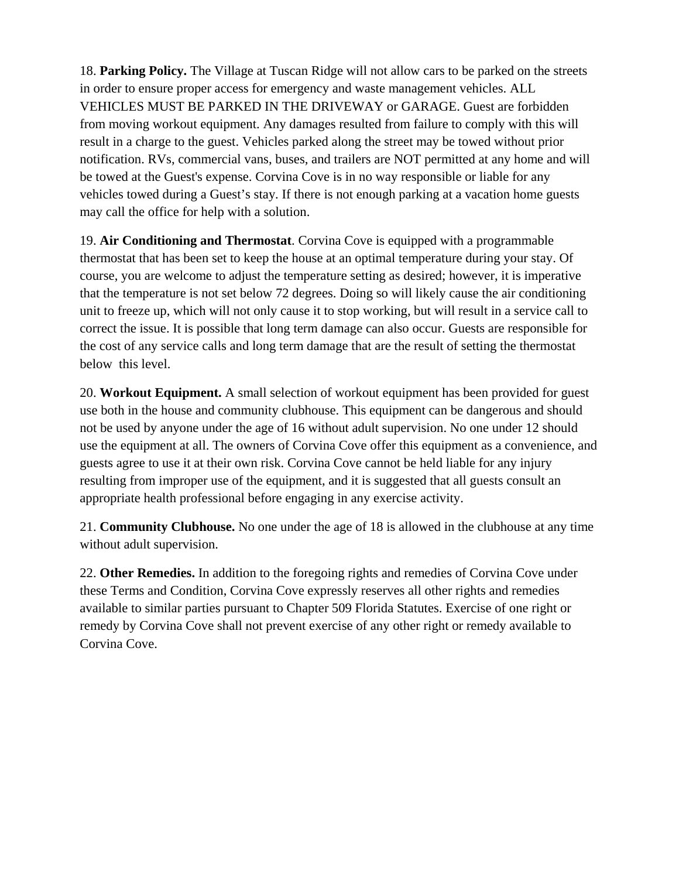18. **Parking Policy.** The Village at Tuscan Ridge will not allow cars to be parked on the streets in order to ensure proper access for emergency and waste management vehicles. ALL VEHICLES MUST BE PARKED IN THE DRIVEWAY or GARAGE. Guest are forbidden from moving workout equipment. Any damages resulted from failure to comply with this will result in a charge to the guest. Vehicles parked along the street may be towed without prior notification. RVs, commercial vans, buses, and trailers are NOT permitted at any home and will be towed at the Guest's expense. Corvina Cove is in no way responsible or liable for any vehicles towed during a Guest's stay. If there is not enough parking at a vacation home guests may call the office for help with a solution.

19. **Air Conditioning and Thermostat**. Corvina Cove is equipped with a programmable thermostat that has been set to keep the house at an optimal temperature during your stay. Of course, you are welcome to adjust the temperature setting as desired; however, it is imperative that the temperature is not set below 72 degrees. Doing so will likely cause the air conditioning unit to freeze up, which will not only cause it to stop working, but will result in a service call to correct the issue. It is possible that long term damage can also occur. Guests are responsible for the cost of any service calls and long term damage that are the result of setting the thermostat below this level.

20. **Workout Equipment.** A small selection of workout equipment has been provided for guest use both in the house and community clubhouse. This equipment can be dangerous and should not be used by anyone under the age of 16 without adult supervision. No one under 12 should use the equipment at all. The owners of Corvina Cove offer this equipment as a convenience, and guests agree to use it at their own risk. Corvina Cove cannot be held liable for any injury resulting from improper use of the equipment, and it is suggested that all guests consult an appropriate health professional before engaging in any exercise activity.

21. **Community Clubhouse.** No one under the age of 18 is allowed in the clubhouse at any time without adult supervision.

22. **Other Remedies.** In addition to the foregoing rights and remedies of Corvina Cove under these Terms and Condition, Corvina Cove expressly reserves all other rights and remedies available to similar parties pursuant to Chapter 509 Florida Statutes. Exercise of one right or remedy by Corvina Cove shall not prevent exercise of any other right or remedy available to Corvina Cove.